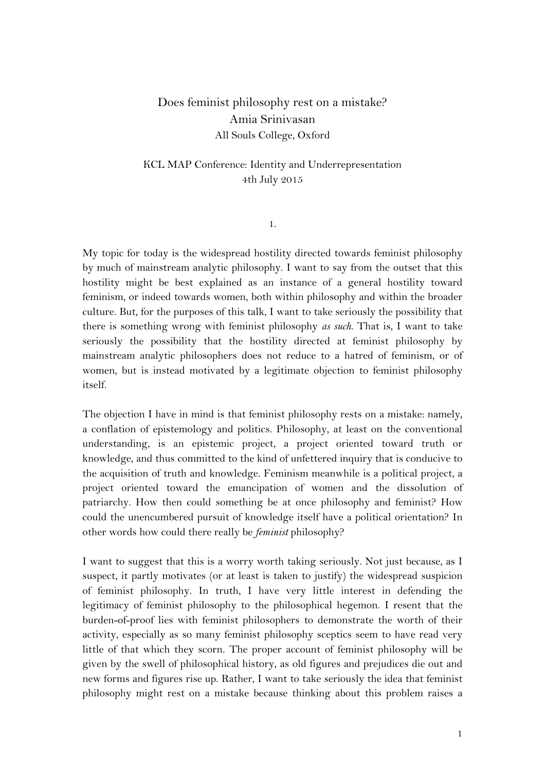# Does feminist philosophy rest on a mistake?

Amia Srinivasan

All Souls College, Oxford

KCL MAP Conference: Identity and Underrepresentation

4th July 2015

## 1.

My topic for today is the widespread hostility directed towards feminist philosophy by much of mainstream analytic philosophy. I want to say from the outset that this hostility might be best explained as an instance of a general hostility toward feminism, or indeed towards women, both within philosophy and within the broader culture. But, for the purposes of this talk, I want to take seriously the possibility that there is something wrong with feminist philosophy *as such*. That is, I want to take seriously the possibility that the hostility directed at feminist philosophy by mainstream analytic philosophers does not reduce to a hatred of feminism, or of women, but is instead motivated by a legitimate objection to feminist philosophy itself.

The objection I have in mind is that feminist philosophy rests on a mistake: namely, a conflation of epistemology and politics. Philosophy, at least on the conventional understanding, is an epistemic project, a project oriented toward truth or knowledge, and thus committed to the kind of unfettered inquiry that is conducive to the acquisition of truth and knowledge. Feminism meanwhile is a political project, a project oriented toward the emancipation of women and the dissolution of patriarchy. How then could something be at once philosophy and feminist? How could the unencumbered pursuit of knowledge itself have a political orientation? In other words how could there really be *feminist* philosophy?

I want to suggest that this is a worry worth taking seriously. Not just because, as I suspect, it partly motivates (or at least is taken to justify) the widespread suspicion of feminist philosophy. In truth, I have very little interest in defending the legitimacy of feminist philosophy to the philosophical hegemon. I resent that the burden-of-proof lies with feminist philosophers to demonstrate the worth of their activity, especially as so many feminist philosophy sceptics seem to have read very little of that which they scorn. The proper account of feminist philosophy will be given by the swell of philosophical history, as old figures and prejudices die out and new forms and figures rise up. Rather, I want to take seriously the idea that feminist philosophy might rest on a mistake because thinking about this problem raises a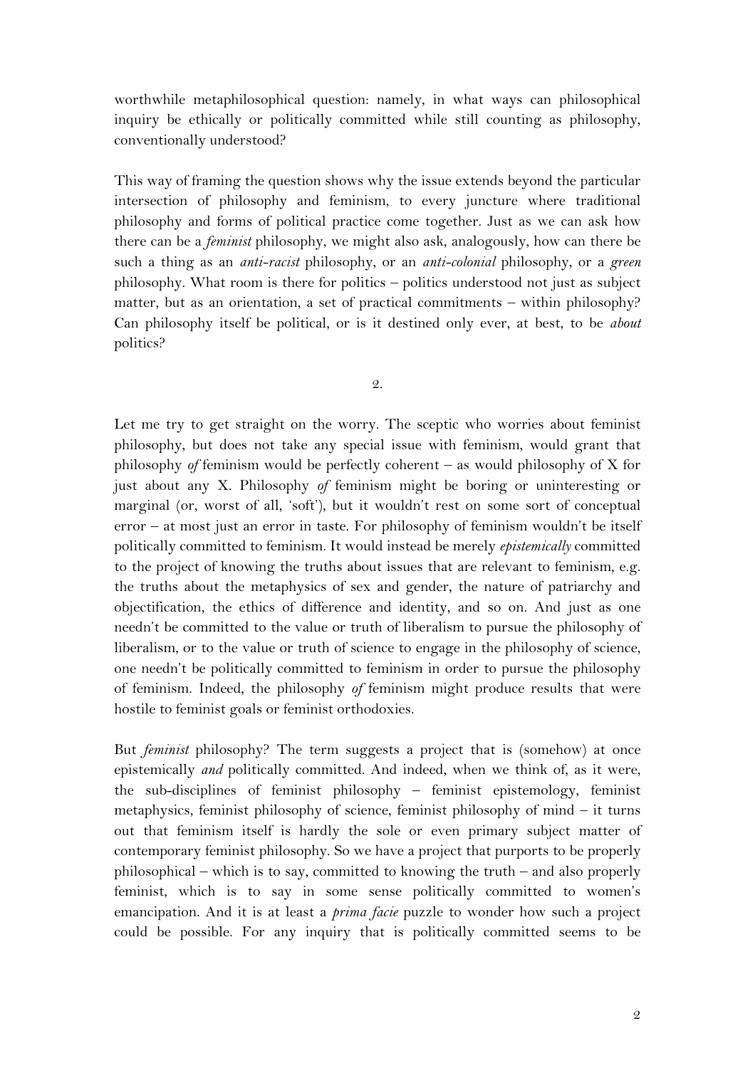worthwhile metaphilosophical question: namely, in what ways can philosophical inquiry be ethically or politically committed while still counting as philosophy, conventionally understood?

This way of framing the question shows why the issue extends beyond the particular intersection of philosophy and feminism, to every juncture where traditional philosophy and forms of political practice come together. Just as we can ask how there can be a *feminist* philosophy, we might also ask, analogously, how can there be such a thing as an *anti-racist* philosophy, or an *anti-colonial* philosophy, or a *green* philosophy. What room is there for politics – politics understood not just as subject matter, but as an orientation, a set of practical commitments – within philosophy? Can philosophy itself be political, or is it destined only ever, at best, to be *about* politics?

## 2.

Let me try to get straight on the worry. The sceptic who worries about feminist philosophy, but does not take any special issue with feminism, would grant that philosophy *of* feminism would be perfectly coherent – as would philosophy of X for just about any X. Philosophy *of* feminism might be boring or uninteresting or marginal (or, worst of all, 'soft'), but it wouldn't rest on some sort of conceptual error – at most just an error in taste. For philosophy of feminism wouldn't be itself politically committed to feminism. It would instead be merely *epistemically* committed to the project of knowing the truths about issues that are relevant to feminism, e.g. the truths about the metaphysics of sex and gender, the nature of patriarchy and objectification, the ethics of difference and identity, and so on. And just as one needn't be committed to the value or truth of liberalism to pursue the philosophy of liberalism, or to the value or truth of science to engage in the philosophy of science, one needn't be politically committed to feminism in order to pursue the philosophy of feminism. Indeed, the philosophy *of* feminism might produce results that were hostile to feminist goals or feminist orthodoxies.

But *feminist* philosophy? The term suggests a project that is (somehow) at once epistemically *and* politically committed. And indeed, when we think of, as it were, the sub-disciplines of feminist philosophy – feminist epistemology, feminist metaphysics, feminist philosophy of science, feminist philosophy of mind – it turns out that feminism itself is hardly the sole or even primary subject matter of contemporary feminist philosophy. So we have a project that purports to be properly philosophical – which is to say, committed to knowing the truth – and also properly feminist, which is to say in some sense politically committed to women's emancipation. And it is at least a *prima facie* puzzle to wonder how such a project could be possible. For any inquiry that is politically committed seems to be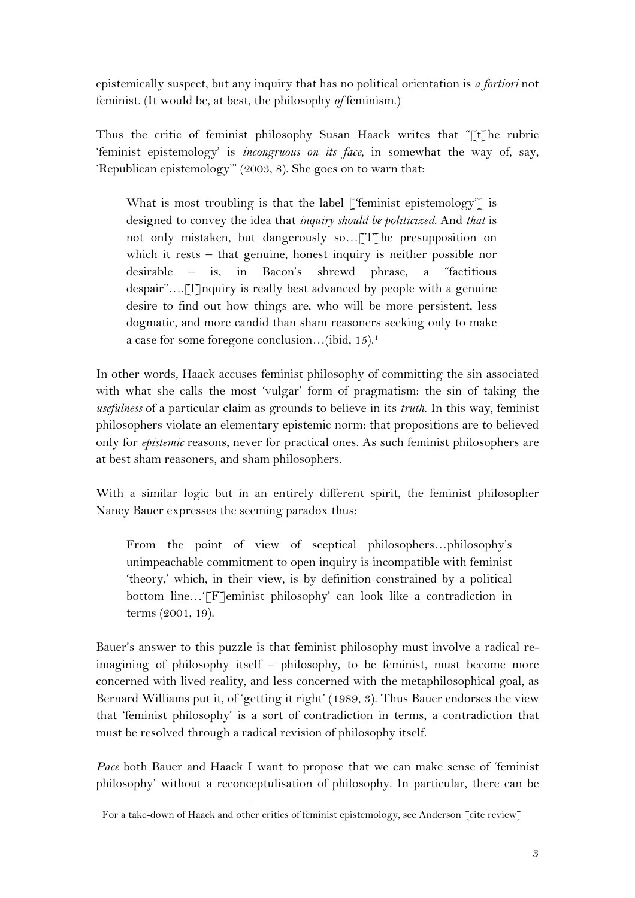epistemically suspect, but any inquiry that has no political orientation is *a fortiori* not feminist. (It would be, at best, the philosophy *of* feminism.)

Thus the critic of feminist philosophy Susan Haack writes that "[t]he rubric 'feminist epistemology' is *incongruous on its face*, in somewhat the way of, say, 'Republican epistemology'" (2003, 8). She goes on to warn that:

> What is most troubling is that the label ['feminist epistemology'] is designed to convey the idea that *inquiry should be politicized*. And *that* is not only mistaken, but dangerously so…[T]he presupposition on which it rests – that genuine, honest inquiry is neither possible nor desirable – is, in Bacon's shrewd phrase, a "factitious despair"….[I]nquiry is really best advanced by people with a genuine desire to find out how things are, who will be more persistent, less dogmatic, and more candid than sham reasoners seeking only to make a case for some foregone conclusion…(ibid, 15).[1]

In other words, Haack accuses feminist philosophy of committing the sin associated with what she calls the most 'vulgar' form of pragmatism: the sin of taking the *usefulness* of a particular claim as grounds to believe in its *truth*. In this way, feminist philosophers violate an elementary epistemic norm: that propositions are to believed only for *epistemic* reasons, never for practical ones. As such feminist philosophers are at best sham reasoners, and sham philosophers.

With a similar logic but in an entirely different spirit, the feminist philosopher Nancy Bauer expresses the seeming paradox thus:

> From the point of view of sceptical philosophers…philosophy's unimpeachable commitment to open inquiry is incompatible with feminist 'theory,' which, in their view, is by definition constrained by a political bottom line…'[F]eminist philosophy' can look like a contradiction in terms (2001, 19).

Bauer's answer to this puzzle is that feminist philosophy must involve a radical re-imagining of philosophy itself – philosophy, to be feminist, must become more concerned with lived reality, and less concerned with the metaphilosophical goal, as Bernard Williams put it, of 'getting it right' (1989, 3). Thus Bauer endorses the view that 'feminist philosophy' is a sort of contradiction in terms, a contradiction that must be resolved through a radical revision of philosophy itself.

*Pace* both Bauer and Haack I want to propose that we can make sense of 'feminist philosophy' without a reconceptulisation of philosophy. In particular, there can be

[1] For a take-down of Haack and other critics of feminist epistemology, see Anderson [cite review]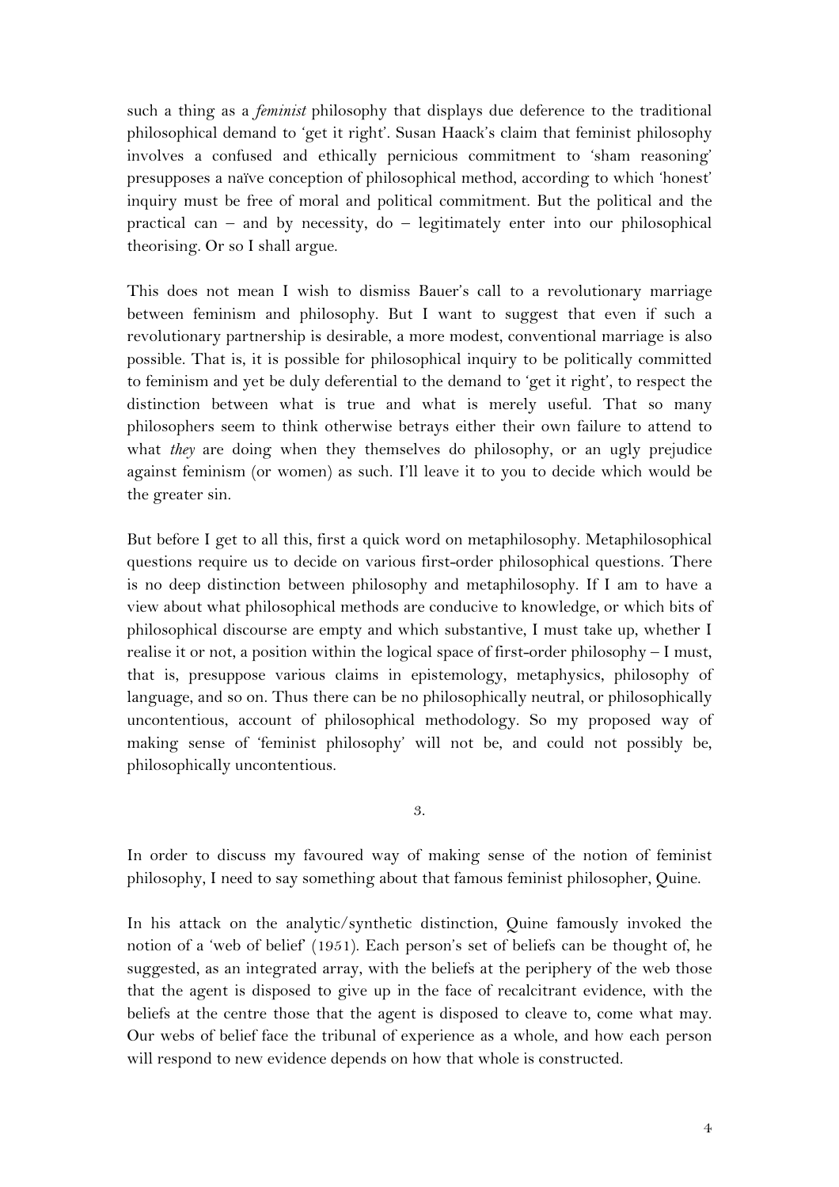such a thing as a *feminist* philosophy that displays due deference to the traditional philosophical demand to 'get it right'. Susan Haack's claim that feminist philosophy involves a confused and ethically pernicious commitment to 'sham reasoning' presupposes a naïve conception of philosophical method, according to which 'honest' inquiry must be free of moral and political commitment. But the political and the practical can – and by necessity, do – legitimately enter into our philosophical theorising. Or so I shall argue.

This does not mean I wish to dismiss Bauer's call to a revolutionary marriage between feminism and philosophy. But I want to suggest that even if such a revolutionary partnership is desirable, a more modest, conventional marriage is also possible. That is, it is possible for philosophical inquiry to be politically committed to feminism and yet be duly deferential to the demand to 'get it right', to respect the distinction between what is true and what is merely useful. That so many philosophers seem to think otherwise betrays either their own failure to attend to what *they* are doing when they themselves do philosophy, or an ugly prejudice against feminism (or women) as such. I'll leave it to you to decide which would be the greater sin.

But before I get to all this, first a quick word on metaphilosophy. Metaphilosophical questions require us to decide on various first-order philosophical questions. There is no deep distinction between philosophy and metaphilosophy. If I am to have a view about what philosophical methods are conducive to knowledge, or which bits of philosophical discourse are empty and which substantive, I must take up, whether I realise it or not, a position within the logical space of first-order philosophy – I must, that is, presuppose various claims in epistemology, metaphysics, philosophy of language, and so on. Thus there can be no philosophically neutral, or philosophically uncontentious, account of philosophical methodology. So my proposed way of making sense of 'feminist philosophy' will not be, and could not possibly be, philosophically uncontentious.

## 3.

In order to discuss my favoured way of making sense of the notion of feminist philosophy, I need to say something about that famous feminist philosopher, Quine.

In his attack on the analytic/synthetic distinction, Quine famously invoked the notion of a 'web of belief' (1951). Each person's set of beliefs can be thought of, he suggested, as an integrated array, with the beliefs at the periphery of the web those that the agent is disposed to give up in the face of recalcitrant evidence, with the beliefs at the centre those that the agent is disposed to cleave to, come what may. Our webs of belief face the tribunal of experience as a whole, and how each person will respond to new evidence depends on how that whole is constructed.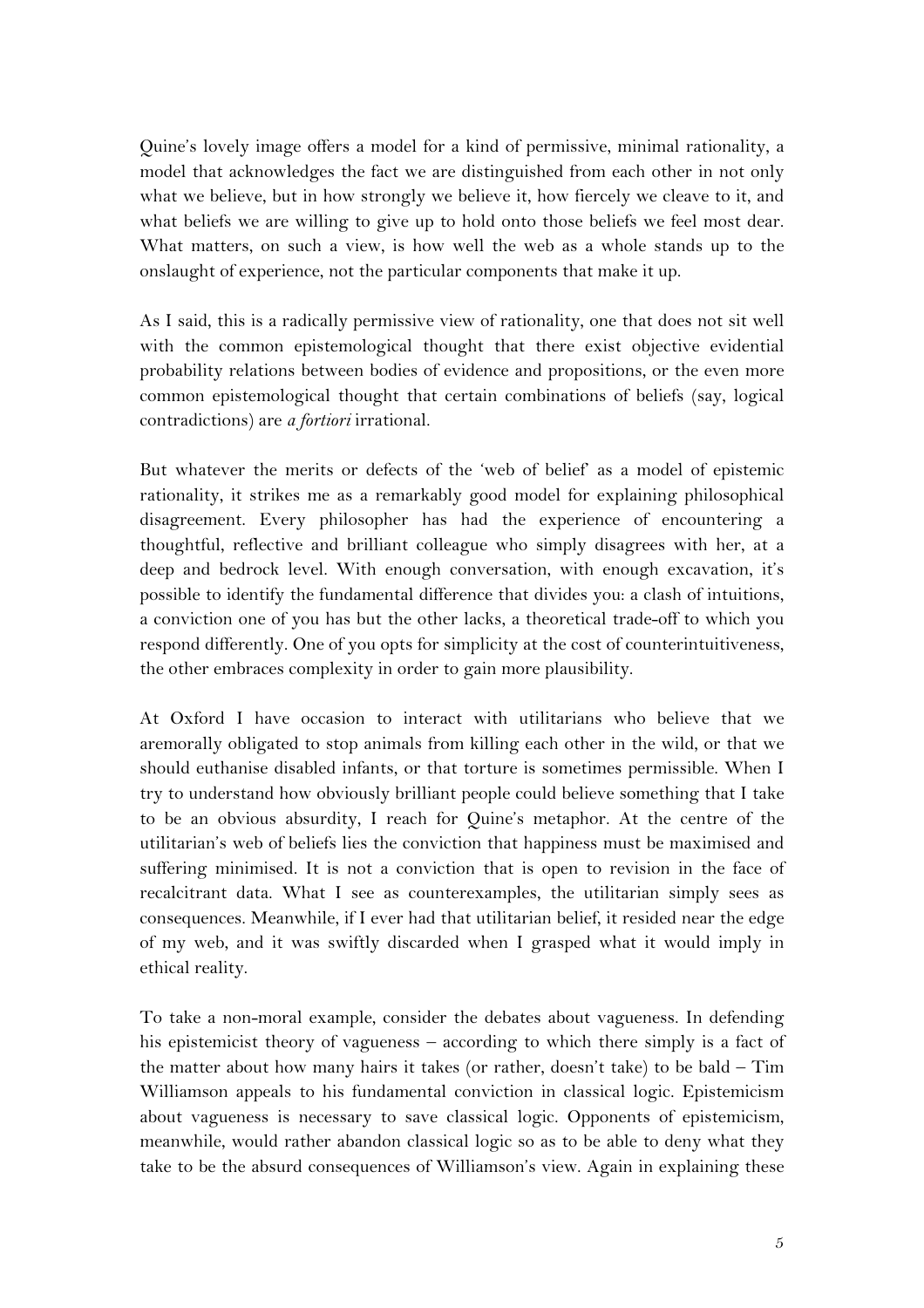Quine's lovely image offers a model for a kind of permissive, minimal rationality, a model that acknowledges the fact we are distinguished from each other in not only what we believe, but in how strongly we believe it, how fiercely we cleave to it, and what beliefs we are willing to give up to hold onto those beliefs we feel most dear. What matters, on such a view, is how well the web as a whole stands up to the onslaught of experience, not the particular components that make it up.

As I said, this is a radically permissive view of rationality, one that does not sit well with the common epistemological thought that there exist objective evidential probability relations between bodies of evidence and propositions, or the even more common epistemological thought that certain combinations of beliefs (say, logical contradictions) are *a fortiori* irrational.

But whatever the merits or defects of the 'web of belief' as a model of epistemic rationality, it strikes me as a remarkably good model for explaining philosophical disagreement. Every philosopher has had the experience of encountering a thoughtful, reflective and brilliant colleague who simply disagrees with her, at a deep and bedrock level. With enough conversation, with enough excavation, it's possible to identify the fundamental difference that divides you: a clash of intuitions, a conviction one of you has but the other lacks, a theoretical trade-off to which you respond differently. One of you opts for simplicity at the cost of counterintuitiveness, the other embraces complexity in order to gain more plausibility.

At Oxford I have occasion to interact with utilitarians who believe that we aremorally obligated to stop animals from killing each other in the wild, or that we should euthanise disabled infants, or that torture is sometimes permissible. When I try to understand how obviously brilliant people could believe something that I take to be an obvious absurdity, I reach for Quine's metaphor. At the centre of the utilitarian's web of beliefs lies the conviction that happiness must be maximised and suffering minimised. It is not a conviction that is open to revision in the face of recalcitrant data. What I see as counterexamples, the utilitarian simply sees as consequences. Meanwhile, if I ever had that utilitarian belief, it resided near the edge of my web, and it was swiftly discarded when I grasped what it would imply in ethical reality.

To take a non-moral example, consider the debates about vagueness. In defending his epistemicist theory of vagueness – according to which there simply is a fact of the matter about how many hairs it takes (or rather, doesn't take) to be bald – Tim Williamson appeals to his fundamental conviction in classical logic. Epistemicism about vagueness is necessary to save classical logic. Opponents of epistemicism, meanwhile, would rather abandon classical logic so as to be able to deny what they take to be the absurd consequences of Williamson's view. Again in explaining these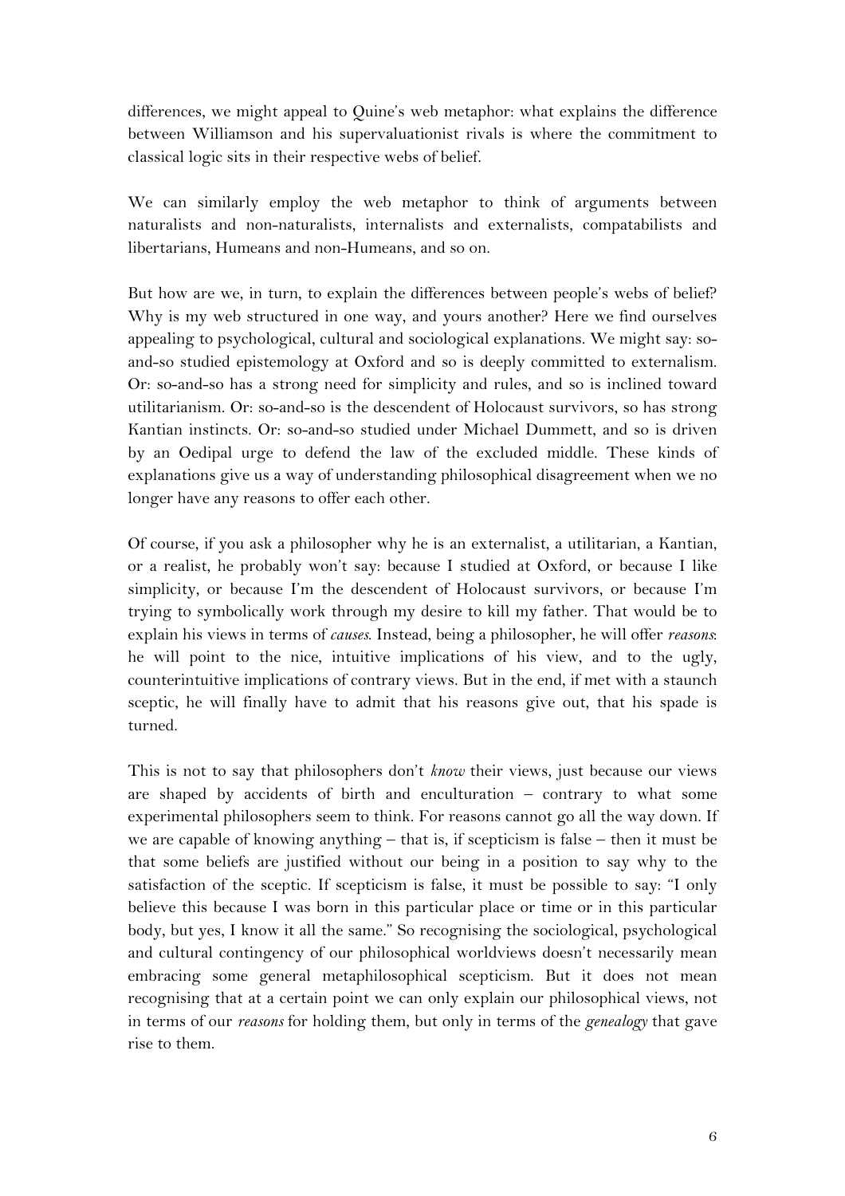differences, we might appeal to Quine's web metaphor: what explains the difference between Williamson and his supervaluationist rivals is where the commitment to classical logic sits in their respective webs of belief.

We can similarly employ the web metaphor to think of arguments between naturalists and non-naturalists, internalists and externalists, compatabilists and libertarians, Humeans and non-Humeans, and so on.

But how are we, in turn, to explain the differences between people's webs of belief? Why is my web structured in one way, and yours another? Here we find ourselves appealing to psychological, cultural and sociological explanations. We might say: so-and-so studied epistemology at Oxford and so is deeply committed to externalism. Or: so-and-so has a strong need for simplicity and rules, and so is inclined toward utilitarianism. Or: so-and-so is the descendent of Holocaust survivors, so has strong Kantian instincts. Or: so-and-so studied under Michael Dummett, and so is driven by an Oedipal urge to defend the law of the excluded middle. These kinds of explanations give us a way of understanding philosophical disagreement when we no longer have any reasons to offer each other.

Of course, if you ask a philosopher why he is an externalist, a utilitarian, a Kantian, or a realist, he probably won't say: because I studied at Oxford, or because I like simplicity, or because I'm the descendent of Holocaust survivors, or because I'm trying to symbolically work through my desire to kill my father. That would be to explain his views in terms of *causes*. Instead, being a philosopher, he will offer *reasons*: he will point to the nice, intuitive implications of his view, and to the ugly, counterintuitive implications of contrary views. But in the end, if met with a staunch sceptic, he will finally have to admit that his reasons give out, that his spade is turned.

This is not to say that philosophers don't *know* their views, just because our views are shaped by accidents of birth and enculturation – contrary to what some experimental philosophers seem to think. For reasons cannot go all the way down. If we are capable of knowing anything – that is, if scepticism is false – then it must be that some beliefs are justified without our being in a position to say why to the satisfaction of the sceptic. If scepticism is false, it must be possible to say: "I only believe this because I was born in this particular place or time or in this particular body, but yes, I know it all the same." So recognising the sociological, psychological and cultural contingency of our philosophical worldviews doesn't necessarily mean embracing some general metaphilosophical scepticism. But it does not mean recognising that at a certain point we can only explain our philosophical views, not in terms of our *reasons* for holding them, but only in terms of the *genealogy* that gave rise to them.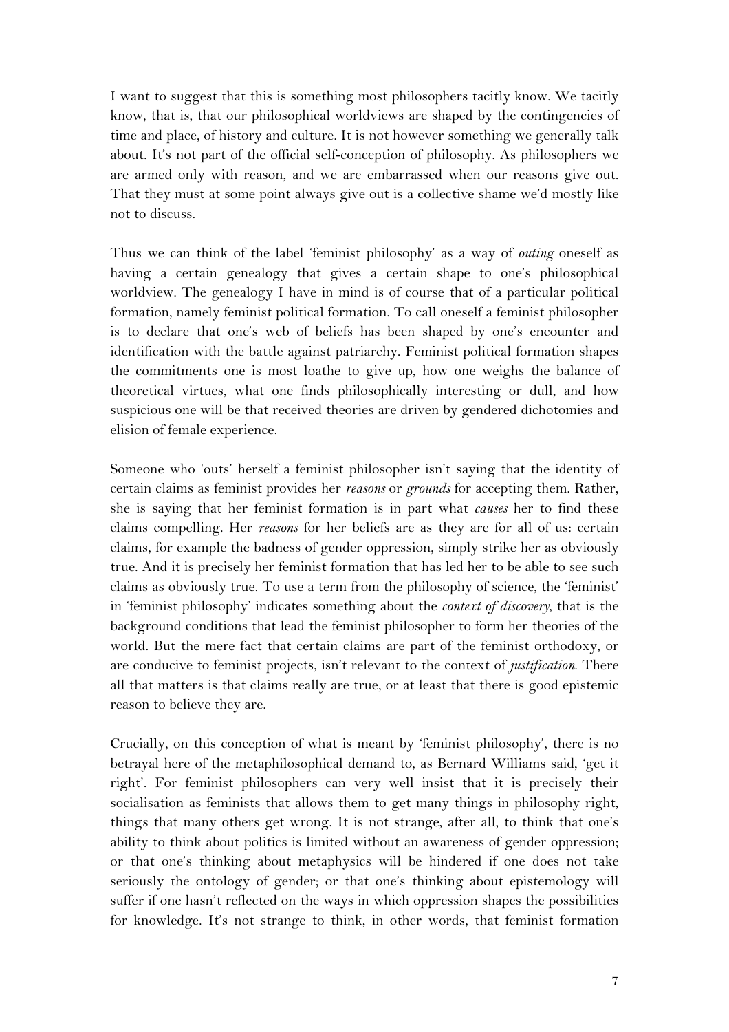I want to suggest that this is something most philosophers tacitly know. We tacitly know, that is, that our philosophical worldviews are shaped by the contingencies of time and place, of history and culture. It is not however something we generally talk about. It's not part of the official self-conception of philosophy. As philosophers we are armed only with reason, and we are embarrassed when our reasons give out. That they must at some point always give out is a collective shame we'd mostly like not to discuss.

Thus we can think of the label 'feminist philosophy' as a way of *outing* oneself as having a certain genealogy that gives a certain shape to one's philosophical worldview. The genealogy I have in mind is of course that of a particular political formation, namely feminist political formation. To call oneself a feminist philosopher is to declare that one's web of beliefs has been shaped by one's encounter and identification with the battle against patriarchy. Feminist political formation shapes the commitments one is most loathe to give up, how one weighs the balance of theoretical virtues, what one finds philosophically interesting or dull, and how suspicious one will be that received theories are driven by gendered dichotomies and elision of female experience.

Someone who 'outs' herself a feminist philosopher isn't saying that the identity of certain claims as feminist provides her *reasons* or *grounds* for accepting them. Rather, she is saying that her feminist formation is in part what *causes* her to find these claims compelling. Her *reasons* for her beliefs are as they are for all of us: certain claims, for example the badness of gender oppression, simply strike her as obviously true. And it is precisely her feminist formation that has led her to be able to see such claims as obviously true. To use a term from the philosophy of science, the 'feminist' in 'feminist philosophy' indicates something about the *context of discovery*, that is the background conditions that lead the feminist philosopher to form her theories of the world. But the mere fact that certain claims are part of the feminist orthodoxy, or are conducive to feminist projects, isn't relevant to the context of *justification*. There all that matters is that claims really are true, or at least that there is good epistemic reason to believe they are.

Crucially, on this conception of what is meant by 'feminist philosophy', there is no betrayal here of the metaphilosophical demand to, as Bernard Williams said, 'get it right'. For feminist philosophers can very well insist that it is precisely their socialisation as feminists that allows them to get many things in philosophy right, things that many others get wrong. It is not strange, after all, to think that one's ability to think about politics is limited without an awareness of gender oppression; or that one's thinking about metaphysics will be hindered if one does not take seriously the ontology of gender; or that one's thinking about epistemology will suffer if one hasn't reflected on the ways in which oppression shapes the possibilities for knowledge. It's not strange to think, in other words, that feminist formation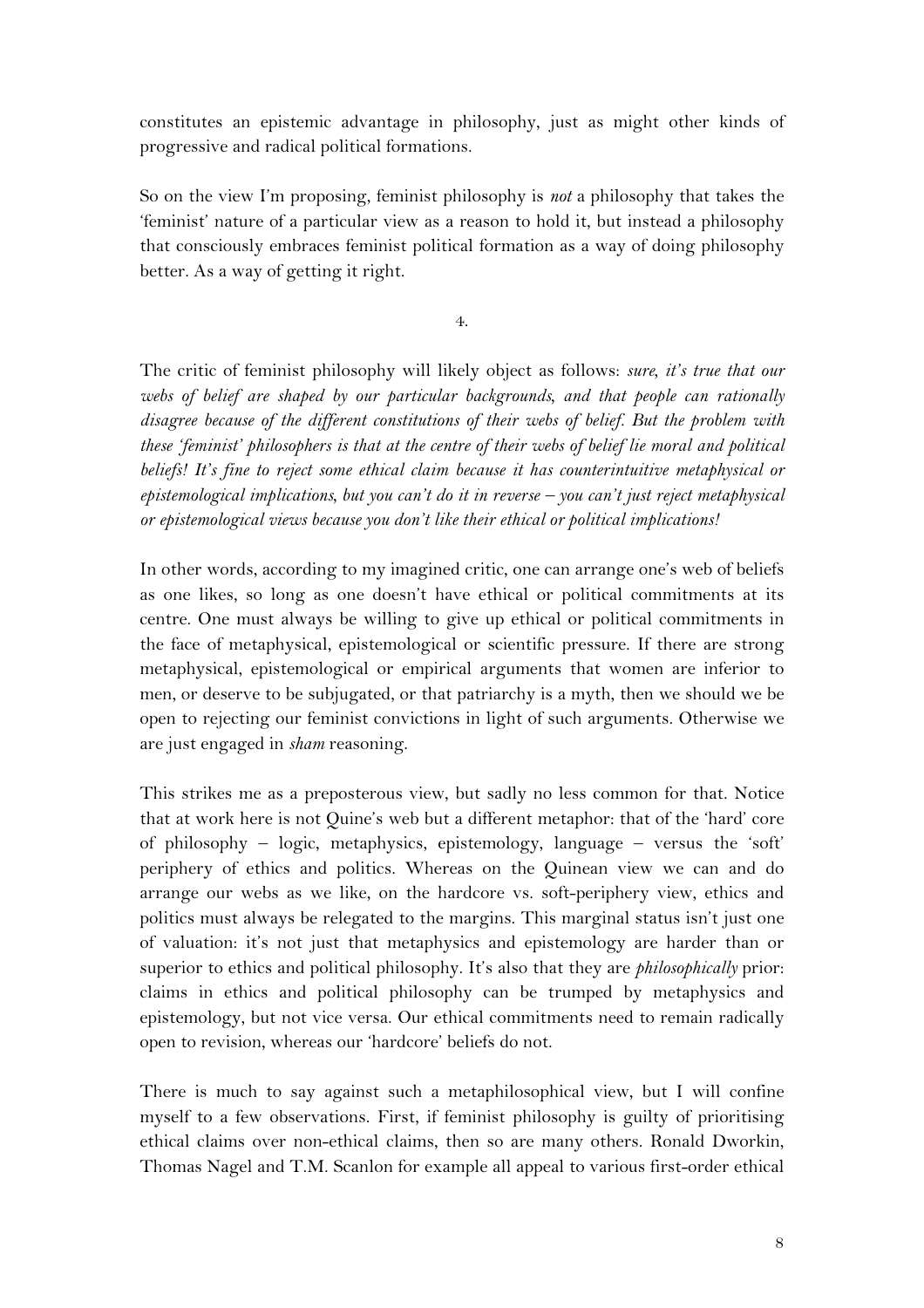constitutes an epistemic advantage in philosophy, just as might other kinds of progressive and radical political formations.

So on the view I'm proposing, feminist philosophy is *not* a philosophy that takes the 'feminist' nature of a particular view as a reason to hold it, but instead a philosophy that consciously embraces feminist political formation as a way of doing philosophy better. As a way of getting it right.

4.

The critic of feminist philosophy will likely object as follows: *sure, it's true that our webs of belief are shaped by our particular backgrounds, and that people can rationally disagree because of the different constitutions of their webs of belief. But the problem with these 'feminist' philosophers is that at the centre of their webs of belief lie moral and political beliefs! It's fine to reject some ethical claim because it has counterintuitive metaphysical or epistemological implications, but you can't do it in reverse – you can't just reject metaphysical or epistemological views because you don't like their ethical or political implications!*

In other words, according to my imagined critic, one can arrange one's web of beliefs as one likes, so long as one doesn't have ethical or political commitments at its centre. One must always be willing to give up ethical or political commitments in the face of metaphysical, epistemological or scientific pressure. If there are strong metaphysical, epistemological or empirical arguments that women are inferior to men, or deserve to be subjugated, or that patriarchy is a myth, then we should we be open to rejecting our feminist convictions in light of such arguments. Otherwise we are just engaged in *sham* reasoning.

This strikes me as a preposterous view, but sadly no less common for that. Notice that at work here is not Quine's web but a different metaphor: that of the 'hard' core of philosophy – logic, metaphysics, epistemology, language – versus the 'soft' periphery of ethics and politics. Whereas on the Quinean view we can and do arrange our webs as we like, on the hardcore vs. soft-periphery view, ethics and politics must always be relegated to the margins. This marginal status isn't just one of valuation: it's not just that metaphysics and epistemology are harder than or superior to ethics and political philosophy. It's also that they are *philosophically* prior: claims in ethics and political philosophy can be trumped by metaphysics and epistemology, but not vice versa. Our ethical commitments need to remain radically open to revision, whereas our 'hardcore' beliefs do not.

There is much to say against such a metaphilosophical view, but I will confine myself to a few observations. First, if feminist philosophy is guilty of prioritising ethical claims over non-ethical claims, then so are many others. Ronald Dworkin, Thomas Nagel and T.M. Scanlon for example all appeal to various first-order ethical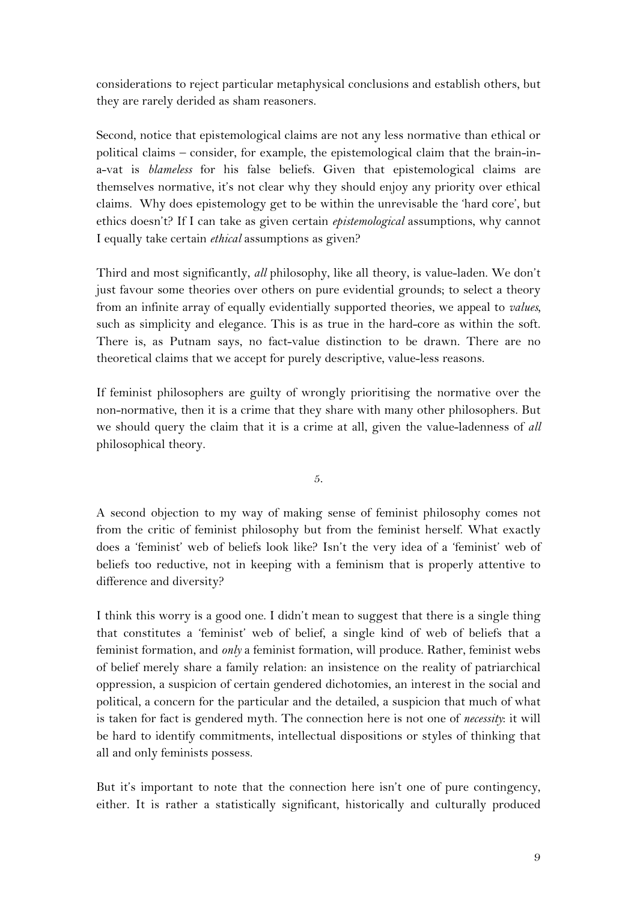considerations to reject particular metaphysical conclusions and establish others, but they are rarely derided as sham reasoners.

Second, notice that epistemological claims are not any less normative than ethical or political claims – consider, for example, the epistemological claim that the brain-in-a-vat is *blameless* for his false beliefs. Given that epistemological claims are themselves normative, it's not clear why they should enjoy any priority over ethical claims. Why does epistemology get to be within the unrevisable the 'hard core', but ethics doesn't? If I can take as given certain *epistemological* assumptions, why cannot I equally take certain *ethical* assumptions as given?

Third and most significantly, *all* philosophy, like all theory, is value-laden. We don't just favour some theories over others on pure evidential grounds; to select a theory from an infinite array of equally evidentially supported theories, we appeal to *values*, such as simplicity and elegance. This is as true in the hard-core as within the soft. There is, as Putnam says, no fact-value distinction to be drawn. There are no theoretical claims that we accept for purely descriptive, value-less reasons.

If feminist philosophers are guilty of wrongly prioritising the normative over the non-normative, then it is a crime that they share with many other philosophers. But we should query the claim that it is a crime at all, given the value-ladenness of *all* philosophical theory.

5.

A second objection to my way of making sense of feminist philosophy comes not from the critic of feminist philosophy but from the feminist herself. What exactly does a 'feminist' web of beliefs look like? Isn't the very idea of a 'feminist' web of beliefs too reductive, not in keeping with a feminism that is properly attentive to difference and diversity?

I think this worry is a good one. I didn't mean to suggest that there is a single thing that constitutes a 'feminist' web of belief, a single kind of web of beliefs that a feminist formation, and *only* a feminist formation, will produce. Rather, feminist webs of belief merely share a family relation: an insistence on the reality of patriarchical oppression, a suspicion of certain gendered dichotomies, an interest in the social and political, a concern for the particular and the detailed, a suspicion that much of what is taken for fact is gendered myth. The connection here is not one of *necessity*: it will be hard to identify commitments, intellectual dispositions or styles of thinking that all and only feminists possess.

But it's important to note that the connection here isn't one of pure contingency, either. It is rather a statistically significant, historically and culturally produced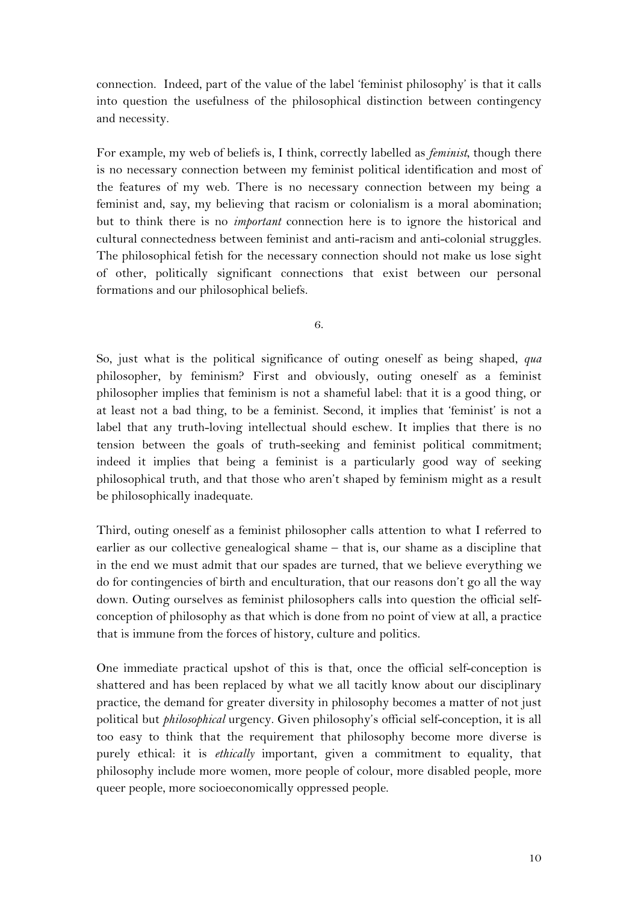connection. Indeed, part of the value of the label 'feminist philosophy' is that it calls into question the usefulness of the philosophical distinction between contingency and necessity.

For example, my web of beliefs is, I think, correctly labelled as *feminist*, though there is no necessary connection between my feminist political identification and most of the features of my web. There is no necessary connection between my being a feminist and, say, my believing that racism or colonialism is a moral abomination; but to think there is no *important* connection here is to ignore the historical and cultural connectedness between feminist and anti-racism and anti-colonial struggles. The philosophical fetish for the necessary connection should not make us lose sight of other, politically significant connections that exist between our personal formations and our philosophical beliefs.

6.

So, just what is the political significance of outing oneself as being shaped, *qua* philosopher, by feminism? First and obviously, outing oneself as a feminist philosopher implies that feminism is not a shameful label: that it is a good thing, or at least not a bad thing, to be a feminist. Second, it implies that 'feminist' is not a label that any truth-loving intellectual should eschew. It implies that there is no tension between the goals of truth-seeking and feminist political commitment; indeed it implies that being a feminist is a particularly good way of seeking philosophical truth, and that those who aren't shaped by feminism might as a result be philosophically inadequate.

Third, outing oneself as a feminist philosopher calls attention to what I referred to earlier as our collective genealogical shame – that is, our shame as a discipline that in the end we must admit that our spades are turned, that we believe everything we do for contingencies of birth and enculturation, that our reasons don't go all the way down. Outing ourselves as feminist philosophers calls into question the official self-conception of philosophy as that which is done from no point of view at all, a practice that is immune from the forces of history, culture and politics.

One immediate practical upshot of this is that, once the official self-conception is shattered and has been replaced by what we all tacitly know about our disciplinary practice, the demand for greater diversity in philosophy becomes a matter of not just political but *philosophical* urgency. Given philosophy's official self-conception, it is all too easy to think that the requirement that philosophy become more diverse is purely ethical: it is *ethically* important, given a commitment to equality, that philosophy include more women, more people of colour, more disabled people, more queer people, more socioeconomically oppressed people.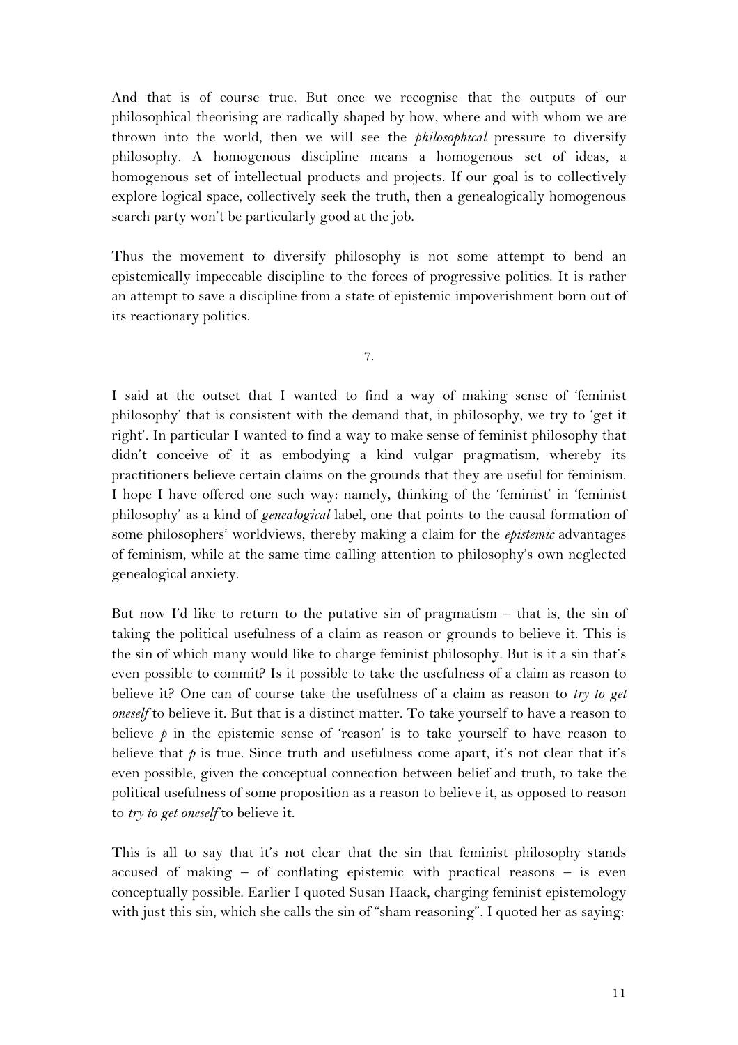And that is of course true. But once we recognise that the outputs of our philosophical theorising are radically shaped by how, where and with whom we are thrown into the world, then we will see the *philosophical* pressure to diversify philosophy. A homogenous discipline means a homogenous set of ideas, a homogenous set of intellectual products and projects. If our goal is to collectively explore logical space, collectively seek the truth, then a genealogically homogenous search party won't be particularly good at the job.

Thus the movement to diversify philosophy is not some attempt to bend an epistemically impeccable discipline to the forces of progressive politics. It is rather an attempt to save a discipline from a state of epistemic impoverishment born out of its reactionary politics.

7.

I said at the outset that I wanted to find a way of making sense of 'feminist philosophy' that is consistent with the demand that, in philosophy, we try to 'get it right'. In particular I wanted to find a way to make sense of feminist philosophy that didn't conceive of it as embodying a kind vulgar pragmatism, whereby its practitioners believe certain claims on the grounds that they are useful for feminism. I hope I have offered one such way: namely, thinking of the 'feminist' in 'feminist philosophy' as a kind of *genealogical* label, one that points to the causal formation of some philosophers' worldviews, thereby making a claim for the *epistemic* advantages of feminism, while at the same time calling attention to philosophy's own neglected genealogical anxiety.

But now I'd like to return to the putative sin of pragmatism – that is, the sin of taking the political usefulness of a claim as reason or grounds to believe it. This is the sin of which many would like to charge feminist philosophy. But is it a sin that's even possible to commit? Is it possible to take the usefulness of a claim as reason to believe it? One can of course take the usefulness of a claim as reason to *try to get oneself* to believe it. But that is a distinct matter. To take yourself to have a reason to believe $p$ in the epistemic sense of 'reason' is to take yourself to have reason to believe that $p$ is true. Since truth and usefulness come apart, it's not clear that it's even possible, given the conceptual connection between belief and truth, to take the political usefulness of some proposition as a reason to believe it, as opposed to reason to *try to get oneself* to believe it.

This is all to say that it's not clear that the sin that feminist philosophy stands accused of making – of conflating epistemic with practical reasons – is even conceptually possible. Earlier I quoted Susan Haack, charging feminist epistemology with just this sin, which she calls the sin of "sham reasoning". I quoted her as saying: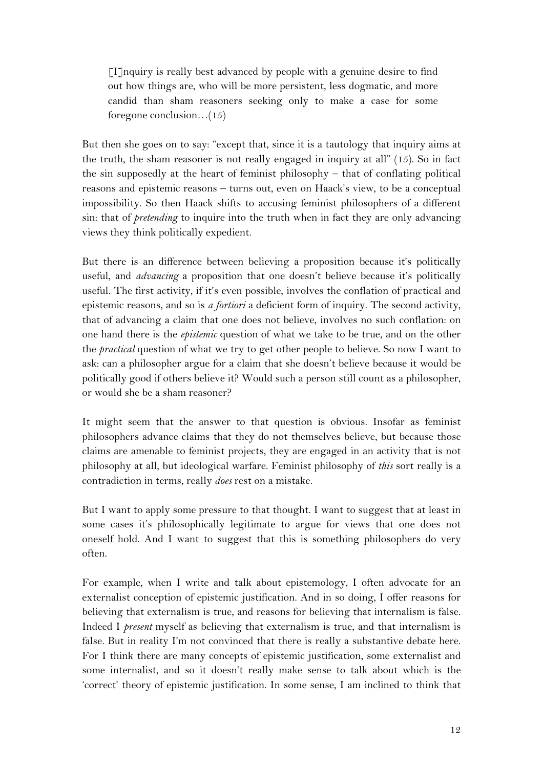> [I]nquiry is really best advanced by people with a genuine desire to find out how things are, who will be more persistent, less dogmatic, and more candid than sham reasoners seeking only to make a case for some foregone conclusion…(15)

But then she goes on to say: "except that, since it is a tautology that inquiry aims at the truth, the sham reasoner is not really engaged in inquiry at all" (15). So in fact the sin supposedly at the heart of feminist philosophy – that of conflating political reasons and epistemic reasons – turns out, even on Haack's view, to be a conceptual impossibility. So then Haack shifts to accusing feminist philosophers of a different sin: that of *pretending* to inquire into the truth when in fact they are only advancing views they think politically expedient.

But there is an difference between believing a proposition because it's politically useful, and *advancing* a proposition that one doesn't believe because it's politically useful. The first activity, if it's even possible, involves the conflation of practical and epistemic reasons, and so is *a fortiori* a deficient form of inquiry. The second activity, that of advancing a claim that one does not believe, involves no such conflation: on one hand there is the *epistemic* question of what we take to be true, and on the other the *practical* question of what we try to get other people to believe. So now I want to ask: can a philosopher argue for a claim that she doesn't believe because it would be politically good if others believe it? Would such a person still count as a philosopher, or would she be a sham reasoner?

It might seem that the answer to that question is obvious. Insofar as feminist philosophers advance claims that they do not themselves believe, but because those claims are amenable to feminist projects, they are engaged in an activity that is not philosophy at all, but ideological warfare. Feminist philosophy of *this* sort really is a contradiction in terms, really *does* rest on a mistake.

But I want to apply some pressure to that thought. I want to suggest that at least in some cases it's philosophically legitimate to argue for views that one does not oneself hold. And I want to suggest that this is something philosophers do very often.

For example, when I write and talk about epistemology, I often advocate for an externalist conception of epistemic justification. And in so doing, I offer reasons for believing that externalism is true, and reasons for believing that internalism is false. Indeed I *present* myself as believing that externalism is true, and that internalism is false. But in reality I'm not convinced that there is really a substantive debate here. For I think there are many concepts of epistemic justification, some externalist and some internalist, and so it doesn't really make sense to talk about which is the 'correct' theory of epistemic justification. In some sense, I am inclined to think that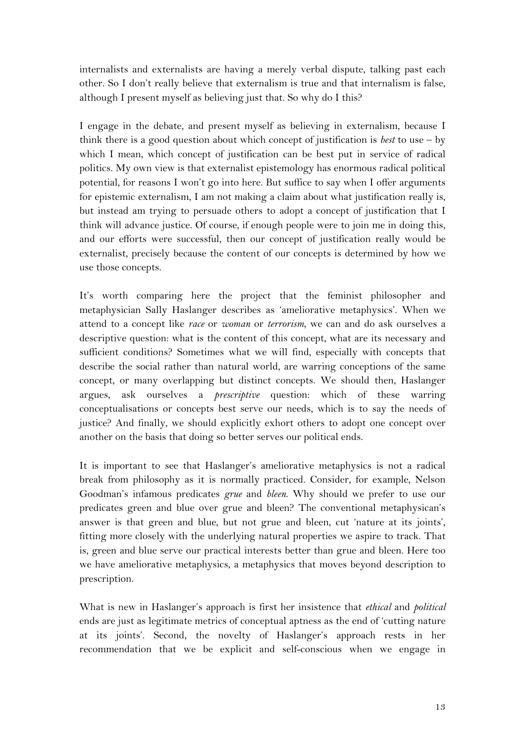internalists and externalists are having a merely verbal dispute, talking past each other. So I don't really believe that externalism is true and that internalism is false, although I present myself as believing just that. So why do I this?

I engage in the debate, and present myself as believing in externalism, because I think there is a good question about which concept of justification is *best* to use – by which I mean, which concept of justification can be best put in service of radical politics. My own view is that externalist epistemology has enormous radical political potential, for reasons I won't go into here. But suffice to say when I offer arguments for epistemic externalism, I am not making a claim about what justification really is, but instead am trying to persuade others to adopt a concept of justification that I think will advance justice. Of course, if enough people were to join me in doing this, and our efforts were successful, then our concept of justification really would be externalist, precisely because the content of our concepts is determined by how we use those concepts.

It's worth comparing here the project that the feminist philosopher and metaphysician Sally Haslanger describes as 'ameliorative metaphysics'. When we attend to a concept like *race* or *woman* or *terrorism*, we can and do ask ourselves a descriptive question: what is the content of this concept, what are its necessary and sufficient conditions? Sometimes what we will find, especially with concepts that describe the social rather than natural world, are warring conceptions of the same concept, or many overlapping but distinct concepts. We should then, Haslanger argues, ask ourselves a *prescriptive* question: which of these warring conceptualisations or concepts best serve our needs, which is to say the needs of justice? And finally, we should explicitly exhort others to adopt one concept over another on the basis that doing so better serves our political ends.

It is important to see that Haslanger's ameliorative metaphysics is not a radical break from philosophy as it is normally practiced. Consider, for example, Nelson Goodman's infamous predicates *grue* and *bleen*. Why should we prefer to use our predicates green and blue over grue and bleen? The conventional metaphysican's answer is that green and blue, but not grue and bleen, cut 'nature at its joints', fitting more closely with the underlying natural properties we aspire to track. That is, green and blue serve our practical interests better than grue and bleen. Here too we have ameliorative metaphysics, a metaphysics that moves beyond description to prescription.

What is new in Haslanger's approach is first her insistence that *ethical* and *political* ends are just as legitimate metrics of conceptual aptness as the end of 'cutting nature at its joints'. Second, the novelty of Haslanger's approach rests in her recommendation that we be explicit and self-conscious when we engage in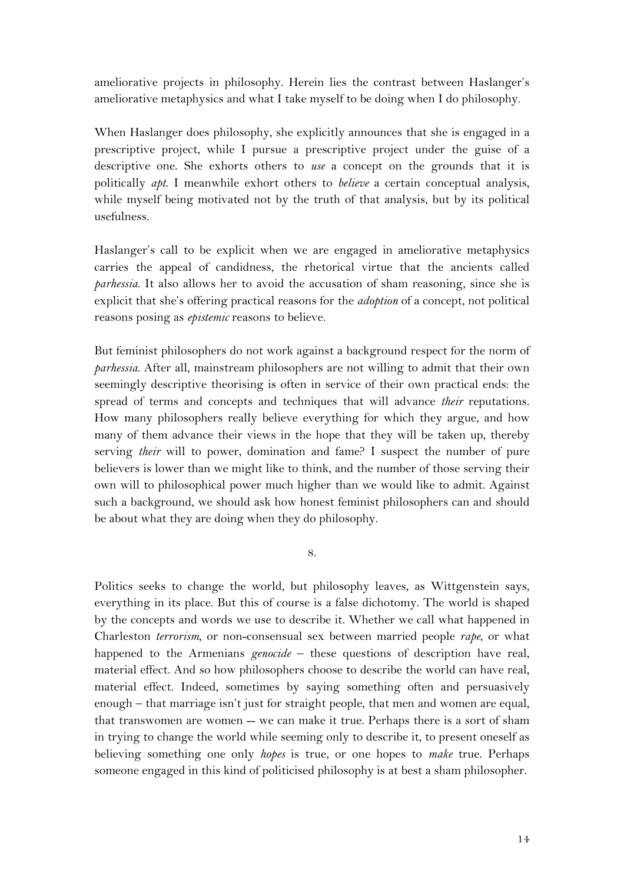ameliorative projects in philosophy. Herein lies the contrast between Haslanger's ameliorative metaphysics and what I take myself to be doing when I do philosophy.

When Haslanger does philosophy, she explicitly announces that she is engaged in a prescriptive project, while I pursue a prescriptive project under the guise of a descriptive one. She exhorts others to *use* a concept on the grounds that it is politically *apt*. I meanwhile exhort others to *believe* a certain conceptual analysis, while myself being motivated not by the truth of that analysis, but by its political usefulness.

Haslanger's call to be explicit when we are engaged in ameliorative metaphysics carries the appeal of candidness, the rhetorical virtue that the ancients called *parhessia*. It also allows her to avoid the accusation of sham reasoning, since she is explicit that she's offering practical reasons for the *adoption* of a concept, not political reasons posing as *epistemic* reasons to believe.

But feminist philosophers do not work against a background respect for the norm of *parhessia*. After all, mainstream philosophers are not willing to admit that their own seemingly descriptive theorising is often in service of their own practical ends: the spread of terms and concepts and techniques that will advance *their* reputations. How many philosophers really believe everything for which they argue, and how many of them advance their views in the hope that they will be taken up, thereby serving *their* will to power, domination and fame? I suspect the number of pure believers is lower than we might like to think, and the number of those serving their own will to philosophical power much higher than we would like to admit. Against such a background, we should ask how honest feminist philosophers can and should be about what they are doing when they do philosophy.

## 8.

Politics seeks to change the world, but philosophy leaves, as Wittgenstein says, everything in its place. But this of course is a false dichotomy. The world is shaped by the concepts and words we use to describe it. Whether we call what happened in Charleston *terrorism*, or non-consensual sex between married people *rape*, or what happened to the Armenians *genocide* – these questions of description have real, material effect. And so how philosophers choose to describe the world can have real, material effect. Indeed, sometimes by saying something often and persuasively enough – that marriage isn't just for straight people, that men and women are equal, that transwomen are women -- we can make it true. Perhaps there is a sort of sham in trying to change the world while seeming only to describe it, to present oneself as believing something one only *hopes* is true, or one hopes to *make* true. Perhaps someone engaged in this kind of politicised philosophy is at best a sham philosopher.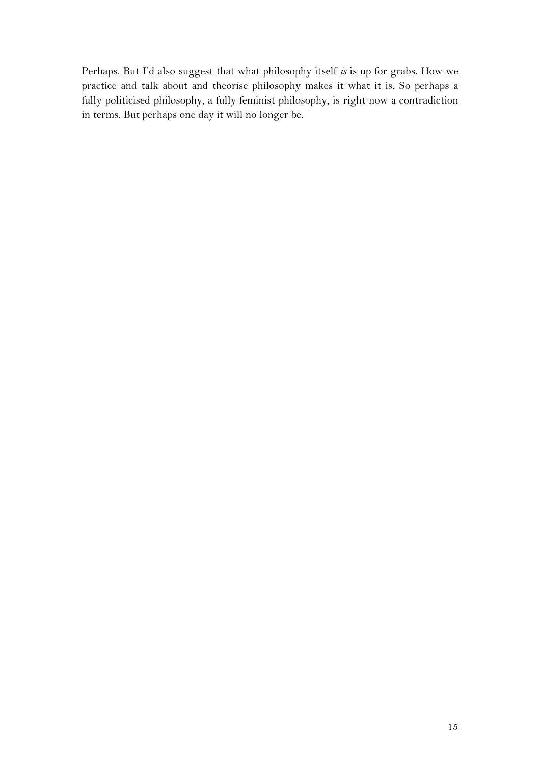Perhaps. But I'd also suggest that what philosophy itself *is* is up for grabs. How we practice and talk about and theorise philosophy makes it what it is. So perhaps a fully politicised philosophy, a fully feminist philosophy, is right now a contradiction in terms. But perhaps one day it will no longer be.